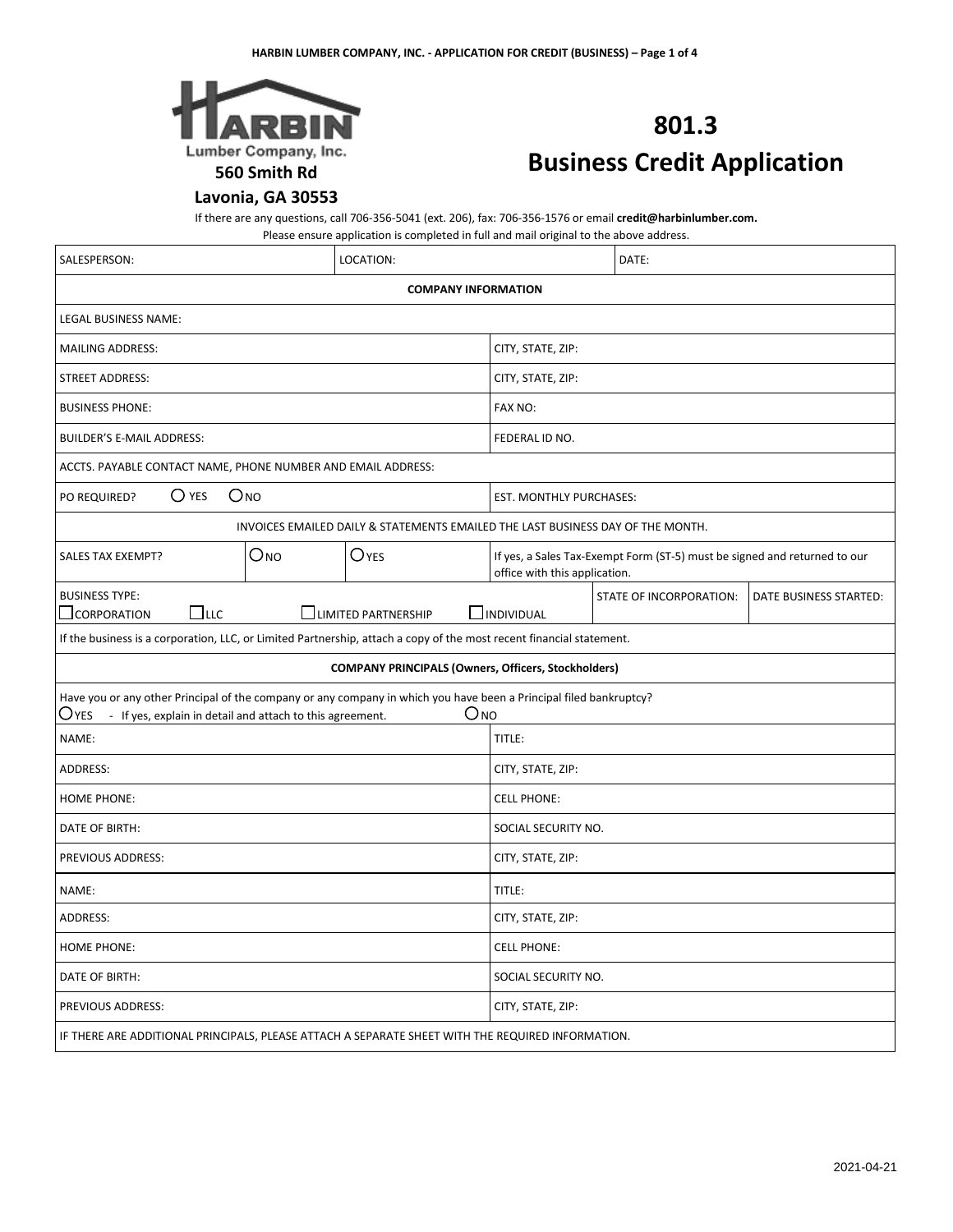Lumber Company, Inc.
560 Smith Rd
Lavonia, GA 30553

# 801.3
# Business Credit Application

If there are any questions, call 706-356-5041 (ext. 206), fax: 706-356-1576 or email **credit@harbinlumber.com.**
Please ensure application is completed in full and mail original to the above address.

| SALESPERSON: | LOCATION: | DATE: |
|---|---|---|

**COMPANY INFORMATION**

| | |
|---|---|
| LEGAL BUSINESS NAME: | |
| MAILING ADDRESS: | CITY, STATE, ZIP: |
| STREET ADDRESS: | CITY, STATE, ZIP: |
| BUSINESS PHONE: | FAX NO: |
| BUILDER'S E-MAIL ADDRESS: | FEDERAL ID NO. |
| ACCTS. PAYABLE CONTACT NAME, PHONE NUMBER AND EMAIL ADDRESS: | |
| PO REQUIRED? ○ YES ○ NO | EST. MONTHLY PURCHASES: |

INVOICES EMAILED DAILY & STATEMENTS EMAILED THE LAST BUSINESS DAY OF THE MONTH.

| SALES TAX EXEMPT? | ○ NO | ○ YES | If yes, a Sales Tax-Exempt Form (ST-5) must be signed and returned to our office with this application. |
|---|---|---|---|

| BUSINESS TYPE: ☐ CORPORATION ☐ LLC ☐ LIMITED PARTNERSHIP ☐ INDIVIDUAL | STATE OF INCORPORATION: | DATE BUSINESS STARTED: |
|---|---|---|

If the business is a corporation, LLC, or Limited Partnership, attach a copy of the most recent financial statement.

**COMPANY PRINCIPALS (Owners, Officers, Stockholders)**

Have you or any other Principal of the company or any company in which you have been a Principal filed bankruptcy?
○ YES - If yes, explain in detail and attach to this agreement. ○ NO

| | |
|---|---|
| NAME: | TITLE: |
| ADDRESS: | CITY, STATE, ZIP: |
| HOME PHONE: | CELL PHONE: |
| DATE OF BIRTH: | SOCIAL SECURITY NO. |
| PREVIOUS ADDRESS: | CITY, STATE, ZIP: |
| NAME: | TITLE: |
| ADDRESS: | CITY, STATE, ZIP: |
| HOME PHONE: | CELL PHONE: |
| DATE OF BIRTH: | SOCIAL SECURITY NO. |
| PREVIOUS ADDRESS: | CITY, STATE, ZIP: |

IF THERE ARE ADDITIONAL PRINCIPALS, PLEASE ATTACH A SEPARATE SHEET WITH THE REQUIRED INFORMATION.

2021-04-21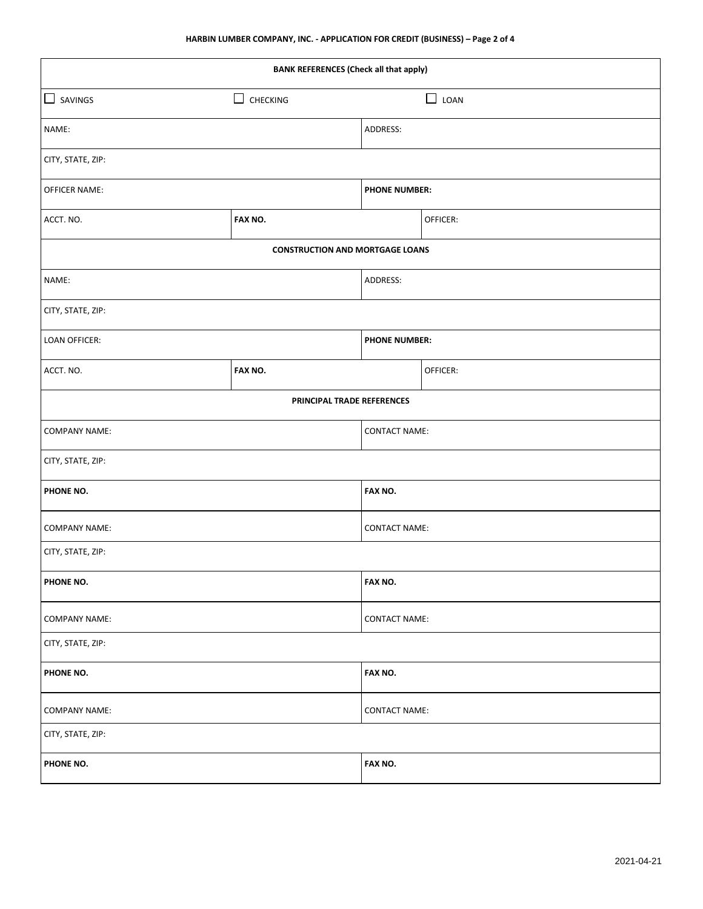| BANK REFERENCES (Check all that apply) | | | |
|---|---|---|---|
| ☐ SAVINGS | ☐ CHECKING | ☐ LOAN | |
| NAME: | | ADDRESS: | |
| CITY, STATE, ZIP: | | | |
| OFFICER NAME: | | **PHONE NUMBER:** | |
| ACCT. NO. | **FAX NO.** | | OFFICER: |
| **CONSTRUCTION AND MORTGAGE LOANS** | | | |
| NAME: | | ADDRESS: | |
| CITY, STATE, ZIP: | | | |
| LOAN OFFICER: | | **PHONE NUMBER:** | |
| ACCT. NO. | **FAX NO.** | | OFFICER: |

| PRINCIPAL TRADE REFERENCES | |
|---|---|
| COMPANY NAME: | CONTACT NAME: |
| CITY, STATE, ZIP: | |
| **PHONE NO.** | **FAX NO.** |
| COMPANY NAME: | CONTACT NAME: |
| CITY, STATE, ZIP: | |
| **PHONE NO.** | **FAX NO.** |
| COMPANY NAME: | CONTACT NAME: |
| CITY, STATE, ZIP: | |
| **PHONE NO.** | **FAX NO.** |
| COMPANY NAME: | CONTACT NAME: |
| CITY, STATE, ZIP: | |
| **PHONE NO.** | **FAX NO.** |

2021-04-21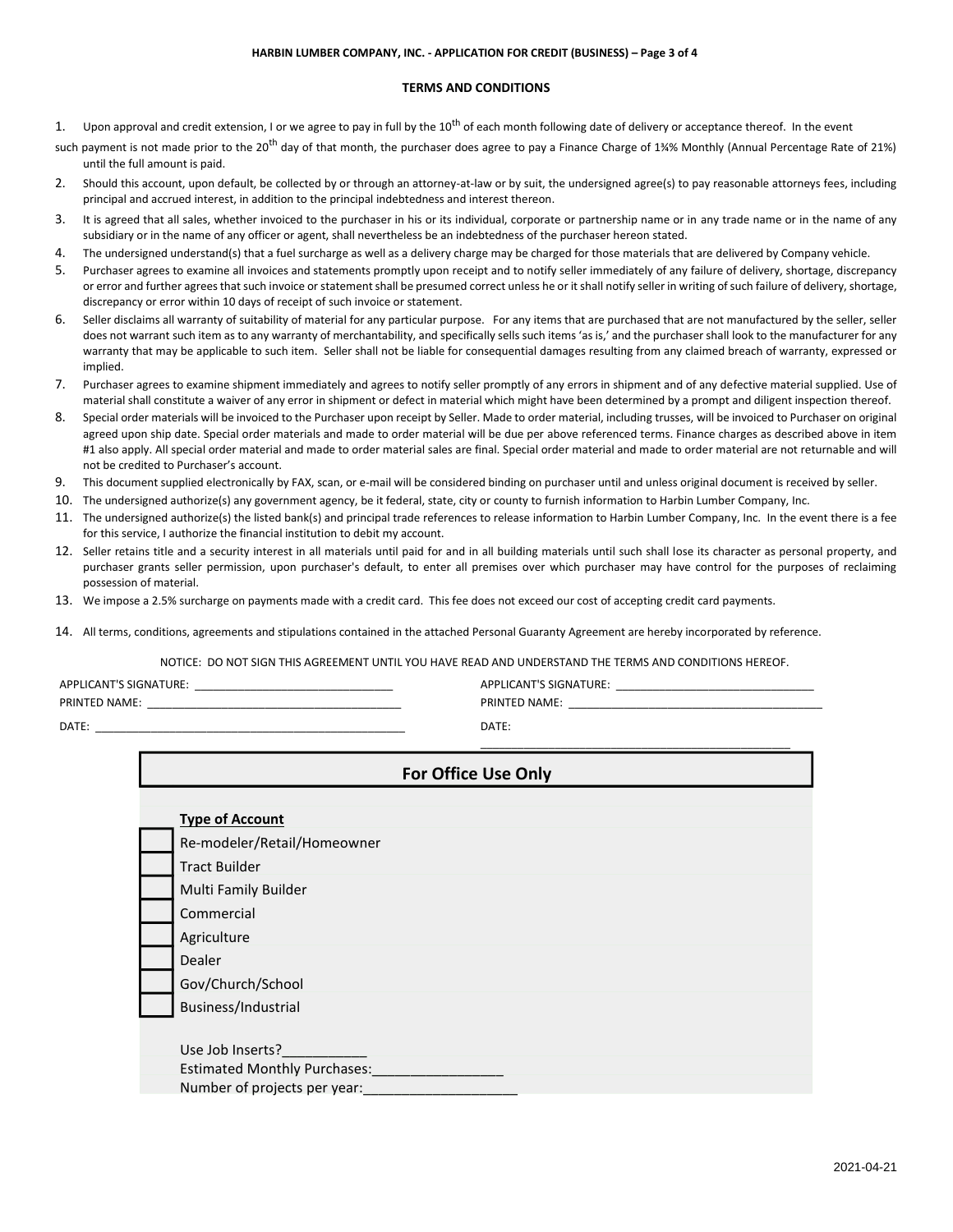## TERMS AND CONDITIONS

1. Upon approval and credit extension, I or we agree to pay in full by the 10th of each month following date of delivery or acceptance thereof. In the event such payment is not made prior to the 20th day of that month, the purchaser does agree to pay a Finance Charge of 1¾% Monthly (Annual Percentage Rate of 21%) until the full amount is paid.
2. Should this account, upon default, be collected by or through an attorney-at-law or by suit, the undersigned agree(s) to pay reasonable attorneys fees, including principal and accrued interest, in addition to the principal indebtedness and interest thereon.
3. It is agreed that all sales, whether invoiced to the purchaser in his or its individual, corporate or partnership name or in any trade name or in the name of any subsidiary or in the name of any officer or agent, shall nevertheless be an indebtedness of the purchaser hereon stated.
4. The undersigned understand(s) that a fuel surcharge as well as a delivery charge may be charged for those materials that are delivered by Company vehicle.
5. Purchaser agrees to examine all invoices and statements promptly upon receipt and to notify seller immediately of any failure of delivery, shortage, discrepancy or error and further agrees that such invoice or statement shall be presumed correct unless he or it shall notify seller in writing of such failure of delivery, shortage, discrepancy or error within 10 days of receipt of such invoice or statement.
6. Seller disclaims all warranty of suitability of material for any particular purpose. For any items that are purchased that are not manufactured by the seller, seller does not warrant such item as to any warranty of merchantability, and specifically sells such items 'as is,' and the purchaser shall look to the manufacturer for any warranty that may be applicable to such item. Seller shall not be liable for consequential damages resulting from any claimed breach of warranty, expressed or implied.
7. Purchaser agrees to examine shipment immediately and agrees to notify seller promptly of any errors in shipment and of any defective material supplied. Use of material shall constitute a waiver of any error in shipment or defect in material which might have been determined by a prompt and diligent inspection thereof.
8. Special order materials will be invoiced to the Purchaser upon receipt by Seller. Made to order material, including trusses, will be invoiced to Purchaser on original agreed upon ship date. Special order materials and made to order material will be due per above referenced terms. Finance charges as described above in item #1 also apply. All special order material and made to order material sales are final. Special order material and made to order material are not returnable and will not be credited to Purchaser's account.
9. This document supplied electronically by FAX, scan, or e-mail will be considered binding on purchaser until and unless original document is received by seller.
10. The undersigned authorize(s) any government agency, be it federal, state, city or county to furnish information to Harbin Lumber Company, Inc.
11. The undersigned authorize(s) the listed bank(s) and principal trade references to release information to Harbin Lumber Company, Inc. In the event there is a fee for this service, I authorize the financial institution to debit my account.
12. Seller retains title and a security interest in all materials until paid for and in all building materials until such shall lose its character as personal property, and purchaser grants seller permission, upon purchaser's default, to enter all premises over which purchaser may have control for the purposes of reclaiming possession of material.
13. We impose a 2.5% surcharge on payments made with a credit card. This fee does not exceed our cost of accepting credit card payments.
14. All terms, conditions, agreements and stipulations contained in the attached Personal Guaranty Agreement are hereby incorporated by reference.

NOTICE: DO NOT SIGN THIS AGREEMENT UNTIL YOU HAVE READ AND UNDERSTAND THE TERMS AND CONDITIONS HEREOF.

APPLICANT'S SIGNATURE: ________________________________ APPLICANT'S SIGNATURE: ________________________________

PRINTED NAME: ________________________________ PRINTED NAME: ________________________________

DATE: ________________________________ DATE: ________________________________

## For Office Use Only

**Type of Account**

- ☐ Re-modeler/Retail/Homeowner
- ☐ Tract Builder
- ☐ Multi Family Builder
- ☐ Commercial
- ☐ Agriculture
- ☐ Dealer
- ☐ Gov/Church/School
- ☐ Business/Industrial

Use Job Inserts?___________

Estimated Monthly Purchases:_________________

Number of projects per year:____________________

2021-04-21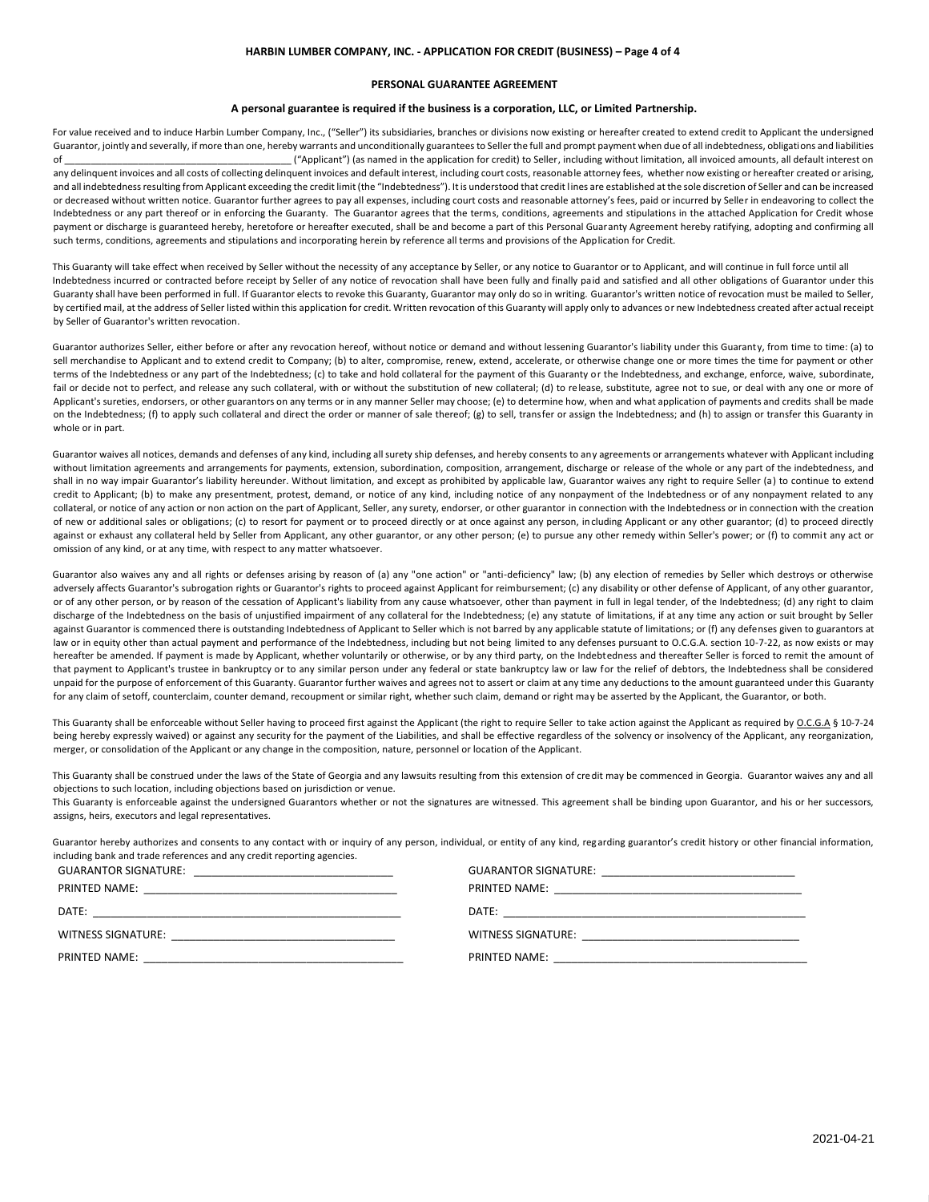## PERSONAL GUARANTEE AGREEMENT

**A personal guarantee is required if the business is a corporation, LLC, or Limited Partnership.**

For value received and to induce Harbin Lumber Company, Inc., ("Seller") its subsidiaries, branches or divisions now existing or hereafter created to extend credit to Applicant the undersigned Guarantor, jointly and severally, if more than one, hereby warrants and unconditionally guarantees to Seller the full and prompt payment when due of all indebtedness, obligations and liabilities of ________________________________________ ("Applicant") (as named in the application for credit) to Seller, including without limitation, all invoiced amounts, all default interest on any delinquent invoices and all costs of collecting delinquent invoices and default interest, including court costs, reasonable attorney fees, whether now existing or hereafter created or arising, and all indebtedness resulting from Applicant exceeding the credit limit (the "Indebtedness"). It is understood that credit lines are established at the sole discretion of Seller and can be increased or decreased without written notice. Guarantor further agrees to pay all expenses, including court costs and reasonable attorney's fees, paid or incurred by Seller in endeavoring to collect the Indebtedness or any part thereof or in enforcing the Guaranty. The Guarantor agrees that the terms, conditions, agreements and stipulations in the attached Application for Credit whose payment or discharge is guaranteed hereby, heretofore or hereafter executed, shall be and become a part of this Personal Guaranty Agreement hereby ratifying, adopting and confirming all such terms, conditions, agreements and stipulations and incorporating herein by reference all terms and provisions of the Application for Credit.

This Guaranty will take effect when received by Seller without the necessity of any acceptance by Seller, or any notice to Guarantor or to Applicant, and will continue in full force until all Indebtedness incurred or contracted before receipt by Seller of any notice of revocation shall have been fully and finally paid and satisfied and all other obligations of Guarantor under this Guaranty shall have been performed in full. If Guarantor elects to revoke this Guaranty, Guarantor may only do so in writing. Guarantor's written notice of revocation must be mailed to Seller, by certified mail, at the address of Seller listed within this application for credit. Written revocation of this Guaranty will apply only to advances or new Indebtedness created after actual receipt by Seller of Guarantor's written revocation.

Guarantor authorizes Seller, either before or after any revocation hereof, without notice or demand and without lessening Guarantor's liability under this Guaranty, from time to time: (a) to sell merchandise to Applicant and to extend credit to Company; (b) to alter, compromise, renew, extend, accelerate, or otherwise change one or more times the time for payment or other terms of the Indebtedness or any part of the Indebtedness; (c) to take and hold collateral for the payment of this Guaranty or the Indebtedness, and exchange, enforce, waive, subordinate, fail or decide not to perfect, and release any such collateral, with or without the substitution of new collateral; (d) to release, substitute, agree not to sue, or deal with any one or more of Applicant's sureties, endorsers, or other guarantors on any terms or in any manner Seller may choose; (e) to determine how, when and what application of payments and credits shall be made on the Indebtedness; (f) to apply such collateral and direct the order or manner of sale thereof; (g) to sell, transfer or assign the Indebtedness; and (h) to assign or transfer this Guaranty in whole or in part.

Guarantor waives all notices, demands and defenses of any kind, including all surety ship defenses, and hereby consents to any agreements or arrangements whatever with Applicant including without limitation agreements and arrangements for payments, extension, subordination, composition, arrangement, discharge or release of the whole or any part of the indebtedness, and shall in no way impair Guarantor's liability hereunder. Without limitation, and except as prohibited by applicable law, Guarantor waives any right to require Seller (a) to continue to extend credit to Applicant; (b) to make any presentment, protest, demand, or notice of any kind, including notice of any nonpayment of the Indebtedness or of any nonpayment related to any collateral, or notice of any action or non action on the part of Applicant, Seller, any surety, endorser, or other guarantor in connection with the Indebtedness or in connection with the creation of new or additional sales or obligations; (c) to resort for payment or to proceed directly or at once against any person, including Applicant or any other guarantor; (d) to proceed directly against or exhaust any collateral held by Seller from Applicant, any other guarantor, or any other person; (e) to pursue any other remedy within Seller's power; or (f) to commit any act or omission of any kind, or at any time, with respect to any matter whatsoever.

Guarantor also waives any and all rights or defenses arising by reason of (a) any "one action" or "anti-deficiency" law; (b) any election of remedies by Seller which destroys or otherwise adversely affects Guarantor's subrogation rights or Guarantor's rights to proceed against Applicant for reimbursement; (c) any disability or other defense of Applicant, of any other guarantor, or of any other person, or by reason of the cessation of Applicant's liability from any cause whatsoever, other than payment in full in legal tender, of the Indebtedness; (d) any right to claim discharge of the Indebtedness on the basis of unjustified impairment of any collateral for the Indebtedness; (e) any statute of limitations, if at any time any action or suit brought by Seller against Guarantor is commenced there is outstanding Indebtedness of Applicant to Seller which is not barred by any applicable statute of limitations; or (f) any defenses given to guarantors at law or in equity other than actual payment and performance of the Indebtedness, including but not being limited to any defenses pursuant to O.C.G.A. section 10-7-22, as now exists or may hereafter be amended. If payment is made by Applicant, whether voluntarily or otherwise, or by any third party, on the Indebtedness and thereafter Seller is forced to remit the amount of that payment to Applicant's trustee in bankruptcy or to any similar person under any federal or state bankruptcy law or law for the relief of debtors, the Indebtedness shall be considered unpaid for the purpose of enforcement of this Guaranty. Guarantor further waives and agrees not to assert or claim at any time any deductions to the amount guaranteed under this Guaranty for any claim of setoff, counterclaim, counter demand, recoupment or similar right, whether such claim, demand or right may be asserted by the Applicant, the Guarantor, or both.

This Guaranty shall be enforceable without Seller having to proceed first against the Applicant (the right to require Seller to take action against the Applicant as required by O.C.G.A § 10-7-24 being hereby expressly waived) or against any security for the payment of the Liabilities, and shall be effective regardless of the solvency or insolvency of the Applicant, any reorganization, merger, or consolidation of the Applicant or any change in the composition, nature, personnel or location of the Applicant.

This Guaranty shall be construed under the laws of the State of Georgia and any lawsuits resulting from this extension of credit may be commenced in Georgia. Guarantor waives any and all objections to such location, including objections based on jurisdiction or venue.

This Guaranty is enforceable against the undersigned Guarantors whether or not the signatures are witnessed. This agreement shall be binding upon Guarantor, and his or her successors, assigns, heirs, executors and legal representatives.

Guarantor hereby authorizes and consents to any contact with or inquiry of any person, individual, or entity of any kind, regarding guarantor's credit history or other financial information, including bank and trade references and any credit reporting agencies.

| | |
|---|---|
| GUARANTOR SIGNATURE: ______________________________ | GUARANTOR SIGNATURE: ______________________________ |
| PRINTED NAME: ______________________________ | PRINTED NAME: ______________________________ |
| DATE: ______________________________ | DATE: ______________________________ |
| WITNESS SIGNATURE: ______________________________ | WITNESS SIGNATURE: ______________________________ |
| PRINTED NAME: ______________________________ | PRINTED NAME: ______________________________ |

2021-04-21